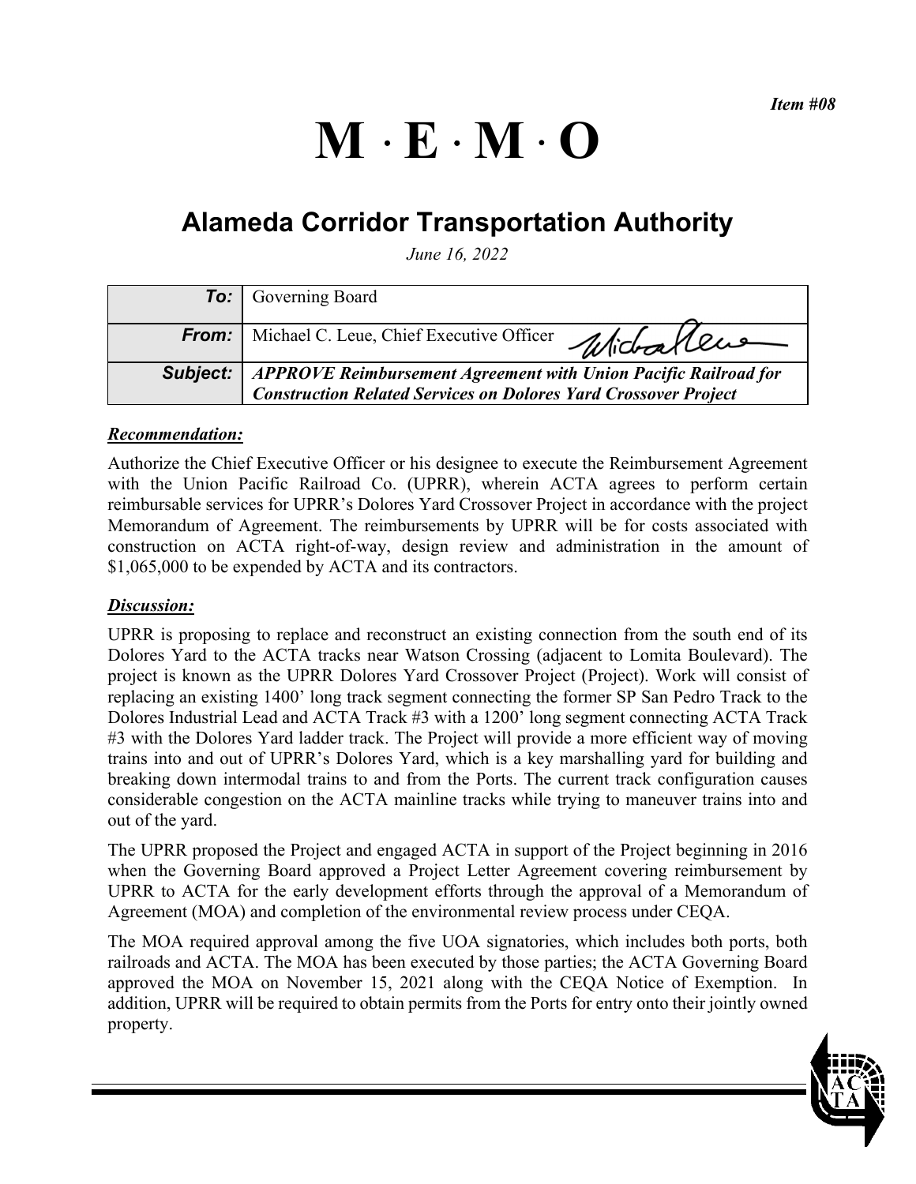*Item #08*

# M · E · M · O

## Alameda Corridor Transportation Authority

*June 16, 2022*

| | |
|---|---|
| **To:** | Governing Board |
| **From:** | Michael C. Leue, Chief Executive Officer |
| **Subject:** | ***APPROVE Reimbursement Agreement with Union Pacific Railroad for Construction Related Services on Dolores Yard Crossover Project*** |

***Recommendation:***

Authorize the Chief Executive Officer or his designee to execute the Reimbursement Agreement with the Union Pacific Railroad Co. (UPRR), wherein ACTA agrees to perform certain reimbursable services for UPRR's Dolores Yard Crossover Project in accordance with the project Memorandum of Agreement. The reimbursements by UPRR will be for costs associated with construction on ACTA right-of-way, design review and administration in the amount of $1,065,000 to be expended by ACTA and its contractors.

***Discussion:***

UPRR is proposing to replace and reconstruct an existing connection from the south end of its Dolores Yard to the ACTA tracks near Watson Crossing (adjacent to Lomita Boulevard). The project is known as the UPRR Dolores Yard Crossover Project (Project). Work will consist of replacing an existing 1400' long track segment connecting the former SP San Pedro Track to the Dolores Industrial Lead and ACTA Track #3 with a 1200' long segment connecting ACTA Track #3 with the Dolores Yard ladder track. The Project will provide a more efficient way of moving trains into and out of UPRR's Dolores Yard, which is a key marshalling yard for building and breaking down intermodal trains to and from the Ports. The current track configuration causes considerable congestion on the ACTA mainline tracks while trying to maneuver trains into and out of the yard.

The UPRR proposed the Project and engaged ACTA in support of the Project beginning in 2016 when the Governing Board approved a Project Letter Agreement covering reimbursement by UPRR to ACTA for the early development efforts through the approval of a Memorandum of Agreement (MOA) and completion of the environmental review process under CEQA.

The MOA required approval among the five UOA signatories, which includes both ports, both railroads and ACTA. The MOA has been executed by those parties; the ACTA Governing Board approved the MOA on November 15, 2021 along with the CEQA Notice of Exemption. In addition, UPRR will be required to obtain permits from the Ports for entry onto their jointly owned property.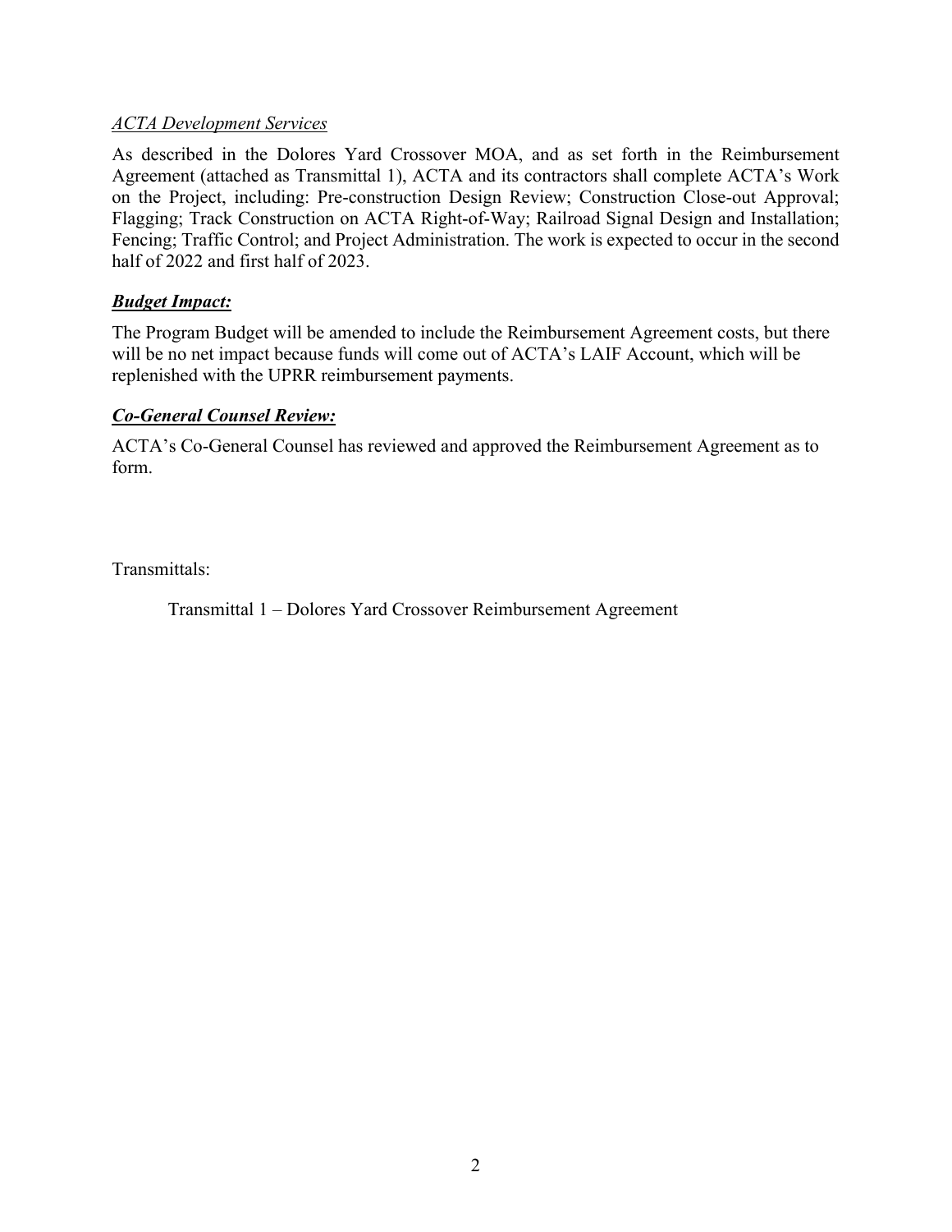*ACTA Development Services*

As described in the Dolores Yard Crossover MOA, and as set forth in the Reimbursement Agreement (attached as Transmittal 1), ACTA and its contractors shall complete ACTA's Work on the Project, including: Pre-construction Design Review; Construction Close-out Approval; Flagging; Track Construction on ACTA Right-of-Way; Railroad Signal Design and Installation; Fencing; Traffic Control; and Project Administration. The work is expected to occur in the second half of 2022 and first half of 2023.

***Budget Impact:***

The Program Budget will be amended to include the Reimbursement Agreement costs, but there will be no net impact because funds will come out of ACTA's LAIF Account, which will be replenished with the UPRR reimbursement payments.

***Co-General Counsel Review:***

ACTA's Co-General Counsel has reviewed and approved the Reimbursement Agreement as to form.

Transmittals:

Transmittal 1 – Dolores Yard Crossover Reimbursement Agreement